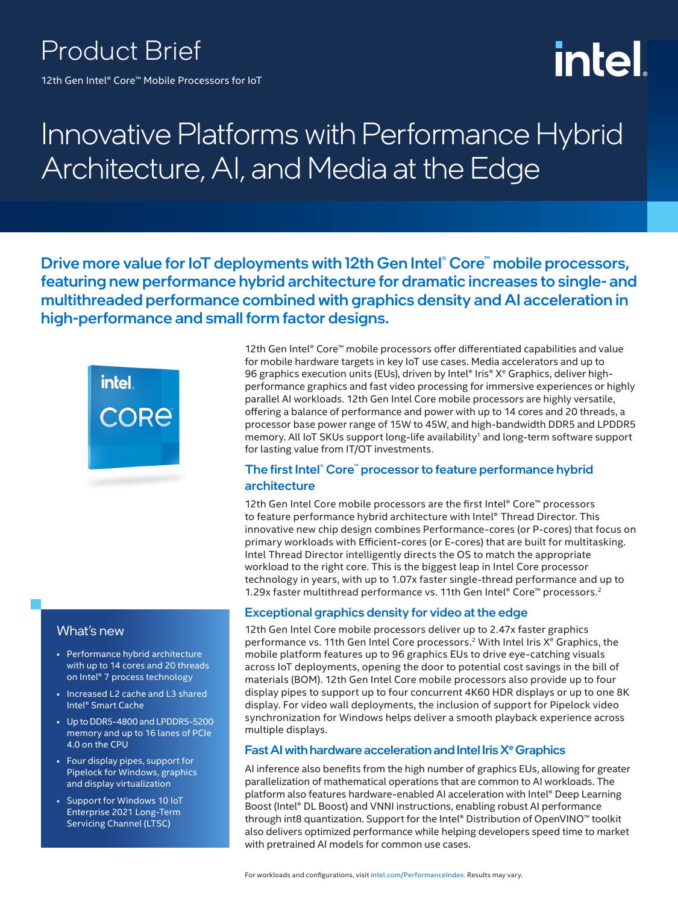# Product Brief

12th Gen Intel® Core™ Mobile Processors for IoT

# Innovative Platforms with Performance Hybrid Architecture, AI, and Media at the Edge

**Drive more value for IoT deployments with 12th Gen Intel® Core™ mobile processors, featuring new performance hybrid architecture for dramatic increases to single- and multithreaded performance combined with graphics density and AI acceleration in high-performance and small form factor designs.**

12th Gen Intel® Core™ mobile processors offer differentiated capabilities and value for mobile hardware targets in key IoT use cases. Media accelerators and up to 96 graphics execution units (EUs), driven by Intel® Iris® Xᵉ Graphics, deliver high-performance graphics and fast video processing for immersive experiences or highly parallel AI workloads. 12th Gen Intel Core mobile processors are highly versatile, offering a balance of performance and power with up to 14 cores and 20 threads, a processor base power range of 15W to 45W, and high-bandwidth DDR5 and LPDDR5 memory. All IoT SKUs support long-life availability[1] and long-term software support for lasting value from IT/OT investments.

## The first Intel® Core™ processor to feature performance hybrid architecture

12th Gen Intel Core mobile processors are the first Intel® Core™ processors to feature performance hybrid architecture with Intel® Thread Director. This innovative new chip design combines Performance-cores (or P-cores) that focus on primary workloads with Efficient-cores (or E-cores) that are built for multitasking. Intel Thread Director intelligently directs the OS to match the appropriate workload to the right core. This is the biggest leap in Intel Core processor technology in years, with up to 1.07x faster single-thread performance and up to 1.29x faster multithread performance vs. 11th Gen Intel® Core™ processors.[2]

## Exceptional graphics density for video at the edge

12th Gen Intel Core mobile processors deliver up to 2.47x faster graphics performance vs. 11th Gen Intel Core processors.[2] With Intel Iris Xᵉ Graphics, the mobile platform features up to 96 graphics EUs to drive eye-catching visuals across IoT deployments, opening the door to potential cost savings in the bill of materials (BOM). 12th Gen Intel Core mobile processors also provide up to four display pipes to support up to four concurrent 4K60 HDR displays or up to one 8K display. For video wall deployments, the inclusion of support for Pipelock video synchronization for Windows helps deliver a smooth playback experience across multiple displays.

## Fast AI with hardware acceleration and Intel Iris Xᵉ Graphics

AI inference also benefits from the high number of graphics EUs, allowing for greater parallelization of mathematical operations that are common to AI workloads. The platform also features hardware-enabled AI acceleration with Intel® Deep Learning Boost (Intel® DL Boost) and VNNI instructions, enabling robust AI performance through int8 quantization. Support for the Intel® Distribution of OpenVINO™ toolkit also delivers optimized performance while helping developers speed time to market with pretrained AI models for common use cases.

### What's new

- Performance hybrid architecture with up to 14 cores and 20 threads on Intel® 7 process technology
- Increased L2 cache and L3 shared Intel® Smart Cache
- Up to DDR5-4800 and LPDDR5-5200 memory and up to 16 lanes of PCIe 4.0 on the CPU
- Four display pipes, support for Pipelock for Windows, graphics and display virtualization
- Support for Windows 10 IoT Enterprise 2021 Long-Term Servicing Channel (LTSC)

For workloads and configurations, visit intel.com/PerformanceIndex. Results may vary.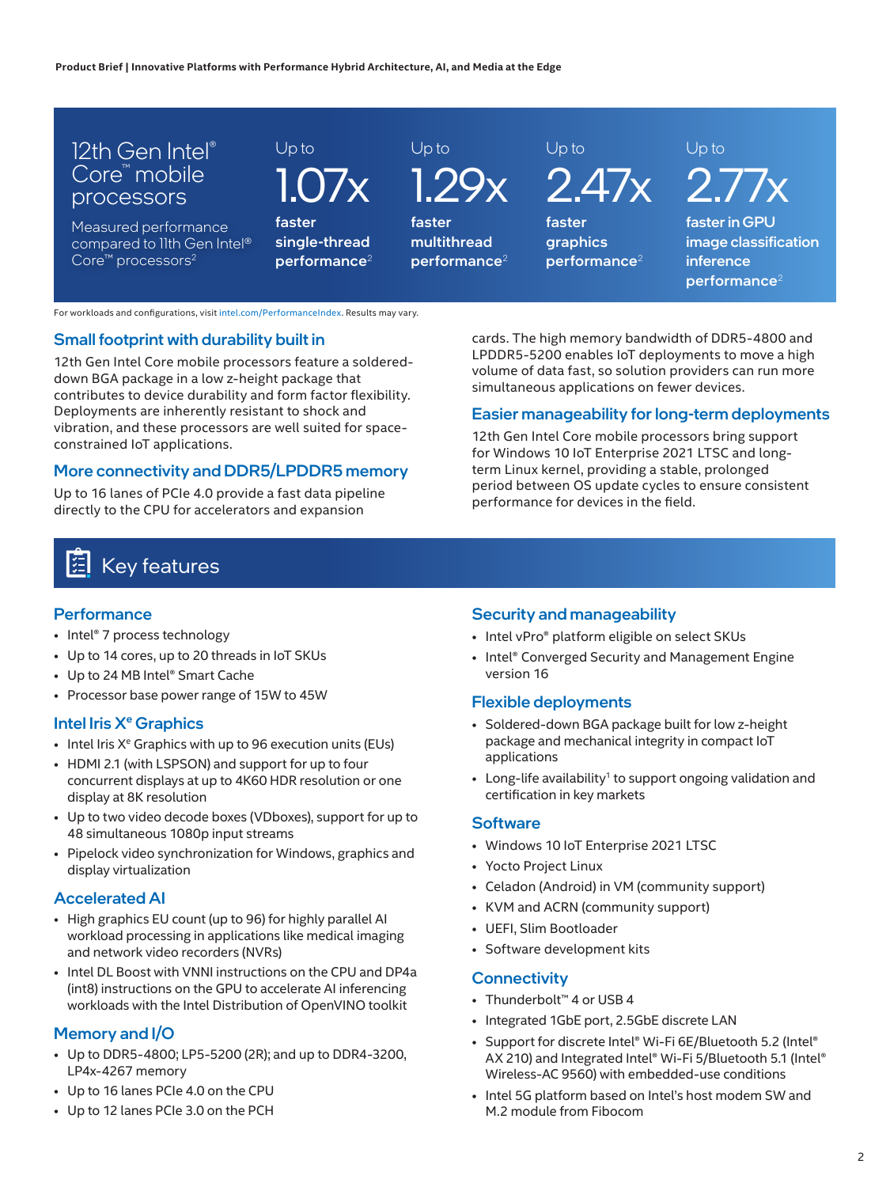## 12th Gen Intel® Core™ mobile processors

Measured performance compared to 11th Gen Intel® Core™ processors[2]

| Up to 1.07x | Up to 1.29x | Up to 2.47x | Up to 2.77x |
|---|---|---|---|
| faster single-thread performance[2] | faster multithread performance[2] | faster graphics performance[2] | faster in GPU image classification inference performance[2] |

For workloads and configurations, visit intel.com/PerformanceIndex. Results may vary.

### Small footprint with durability built in

12th Gen Intel Core mobile processors feature a soldered-down BGA package in a low z-height package that contributes to device durability and form factor flexibility. Deployments are inherently resistant to shock and vibration, and these processors are well suited for space-constrained IoT applications.

### More connectivity and DDR5/LPDDR5 memory

Up to 16 lanes of PCIe 4.0 provide a fast data pipeline directly to the CPU for accelerators and expansion cards. The high memory bandwidth of DDR5-4800 and LPDDR5-5200 enables IoT deployments to move a high volume of data fast, so solution providers can run more simultaneous applications on fewer devices.

### Easier manageability for long-term deployments

12th Gen Intel Core mobile processors bring support for Windows 10 IoT Enterprise 2021 LTSC and long-term Linux kernel, providing a stable, prolonged period between OS update cycles to ensure consistent performance for devices in the field.

## Key features

### Performance

- Intel® 7 process technology
- Up to 14 cores, up to 20 threads in IoT SKUs
- Up to 24 MB Intel® Smart Cache
- Processor base power range of 15W to 45W

### Intel Iris Xe Graphics

- Intel Iris Xe Graphics with up to 96 execution units (EUs)
- HDMI 2.1 (with LSPSON) and support for up to four concurrent displays at up to 4K60 HDR resolution or one display at 8K resolution
- Up to two video decode boxes (VDboxes), support for up to 48 simultaneous 1080p input streams
- Pipelock video synchronization for Windows, graphics and display virtualization

### Accelerated AI

- High graphics EU count (up to 96) for highly parallel AI workload processing in applications like medical imaging and network video recorders (NVRs)
- Intel DL Boost with VNNI instructions on the CPU and DP4a (int8) instructions on the GPU to accelerate AI inferencing workloads with the Intel Distribution of OpenVINO toolkit

### Memory and I/O

- Up to DDR5-4800; LP5-5200 (2R); and up to DDR4-3200, LP4x-4267 memory
- Up to 16 lanes PCIe 4.0 on the CPU
- Up to 12 lanes PCIe 3.0 on the PCH

### Security and manageability

- Intel vPro® platform eligible on select SKUs
- Intel® Converged Security and Management Engine version 16

### Flexible deployments

- Soldered-down BGA package built for low z-height package and mechanical integrity in compact IoT applications
- Long-life availability[1] to support ongoing validation and certification in key markets

### Software

- Windows 10 IoT Enterprise 2021 LTSC
- Yocto Project Linux
- Celadon (Android) in VM (community support)
- KVM and ACRN (community support)
- UEFI, Slim Bootloader
- Software development kits

### Connectivity

- Thunderbolt™ 4 or USB 4
- Integrated 1GbE port, 2.5GbE discrete LAN
- Support for discrete Intel® Wi-Fi 6E/Bluetooth 5.2 (Intel® AX 210) and Integrated Intel® Wi-Fi 5/Bluetooth 5.1 (Intel® Wireless-AC 9560) with embedded-use conditions
- Intel 5G platform based on Intel's host modem SW and M.2 module from Fibocom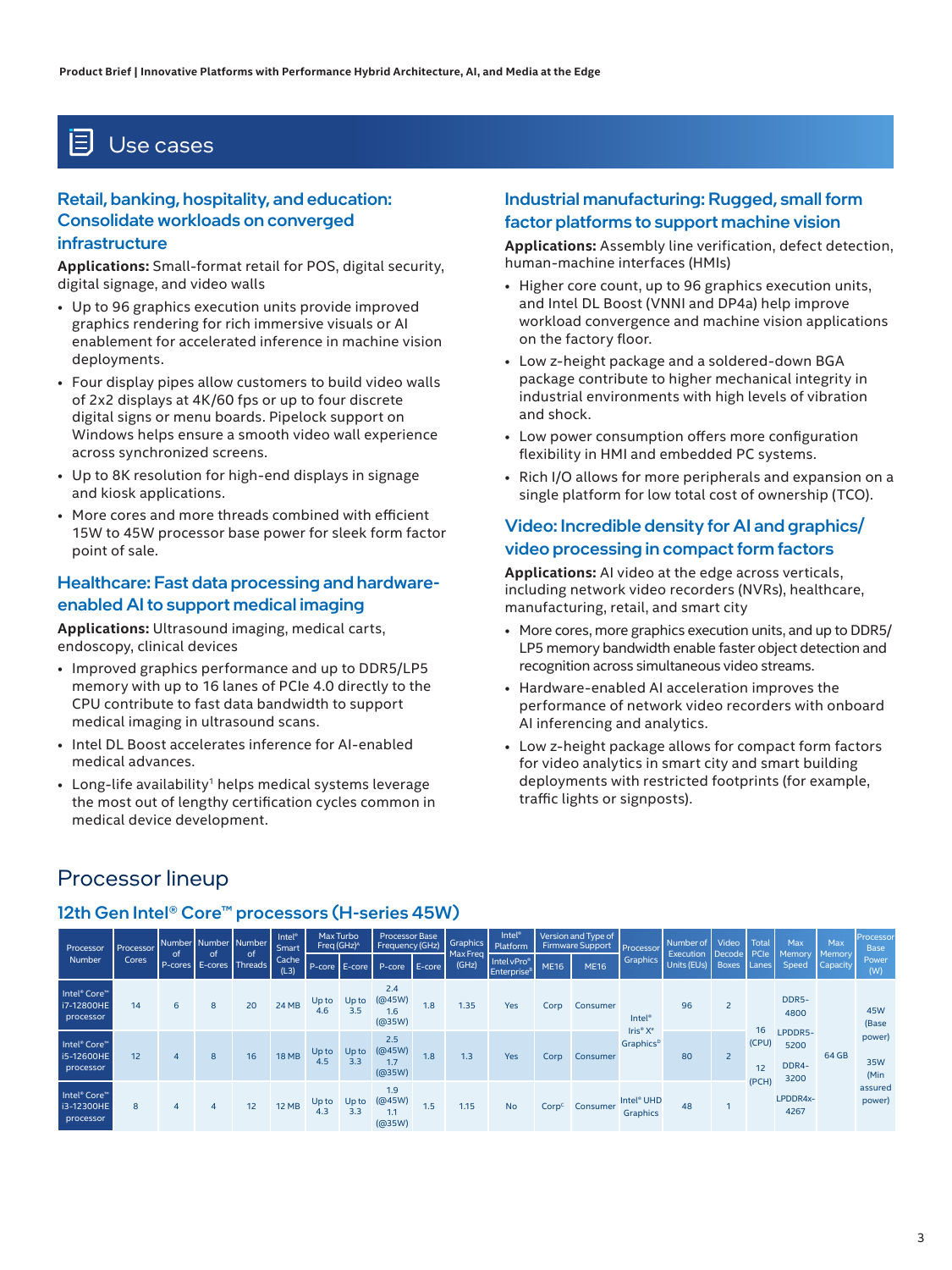## Use cases

### Retail, banking, hospitality, and education: Consolidate workloads on converged infrastructure

**Applications:** Small-format retail for POS, digital security, digital signage, and video walls

- Up to 96 graphics execution units provide improved graphics rendering for rich immersive visuals or AI enablement for accelerated inference in machine vision deployments.
- Four display pipes allow customers to build video walls of 2x2 displays at 4K/60 fps or up to four discrete digital signs or menu boards. Pipelock support on Windows helps ensure a smooth video wall experience across synchronized screens.
- Up to 8K resolution for high-end displays in signage and kiosk applications.
- More cores and more threads combined with efficient 15W to 45W processor base power for sleek form factor point of sale.

### Healthcare: Fast data processing and hardware-enabled AI to support medical imaging

**Applications:** Ultrasound imaging, medical carts, endoscopy, clinical devices

- Improved graphics performance and up to DDR5/LP5 memory with up to 16 lanes of PCIe 4.0 directly to the CPU contribute to fast data bandwidth to support medical imaging in ultrasound scans.
- Intel DL Boost accelerates inference for AI-enabled medical advances.
- Long-life availability[1] helps medical systems leverage the most out of lengthy certification cycles common in medical device development.

### Industrial manufacturing: Rugged, small form factor platforms to support machine vision

**Applications:** Assembly line verification, defect detection, human-machine interfaces (HMIs)

- Higher core count, up to 96 graphics execution units, and Intel DL Boost (VNNI and DP4a) help improve workload convergence and machine vision applications on the factory floor.
- Low z-height package and a soldered-down BGA package contribute to higher mechanical integrity in industrial environments with high levels of vibration and shock.
- Low power consumption offers more configuration flexibility in HMI and embedded PC systems.
- Rich I/O allows for more peripherals and expansion on a single platform for low total cost of ownership (TCO).

### Video: Incredible density for AI and graphics/video processing in compact form factors

**Applications:** AI video at the edge across verticals, including network video recorders (NVRs), healthcare, manufacturing, retail, and smart city

- More cores, more graphics execution units, and up to DDR5/LP5 memory bandwidth enable faster object detection and recognition across simultaneous video streams.
- Hardware-enabled AI acceleration improves the performance of network video recorders with onboard AI inferencing and analytics.
- Low z-height package allows for compact form factors for video analytics in smart city and smart building deployments with restricted footprints (for example, traffic lights or signposts).

## Processor lineup

### 12th Gen Intel® Core™ processors (H-series 45W)

| Processor Number | Processor Cores | Number of P-cores | Number of E-cores | Number of Threads | Intel® Smart Cache (L3) | Max Turbo Freq (GHz)[A] | | Processor Base Frequency (GHz) | | Graphics Max Freq (GHz) | Intel® Platform | Version and Type of Firmware Support | | Processor Graphics | Number of Execution Units (EUs) | Video Decode Boxes | Total PCIe Lanes | Max Memory Speed | Max Memory Capacity | Processor Base Power (W) |
|---|---|---|---|---|---|---|---|---|---|---|---|---|---|---|---|---|---|---|---|---|
| | | | | | | P-core | E-core | P-core | E-core | | Intel vPro® Enterprise[B] | ME16 | ME16 | | | | | | | |
| Intel® Core™ i7-12800HE processor | 14 | 6 | 8 | 20 | 24 MB | Up to 4.6 | Up to 3.5 | 2.4 (@45W) 1.6 (@35W) | 1.8 | 1.35 | Yes | Corp | Consumer | Intel® Iris® X[e] Graphics[D] | 96 | 2 | 16 (CPU) 12 (PCH) | DDR5-4800 LPDDR5-5200 DDR4-3200 LPDDR4x-4267 | 64 GB | 45W (Base power) 35W (Min assured power) |
| Intel® Core™ i5-12600HE processor | 12 | 4 | 8 | 16 | 18 MB | Up to 4.5 | Up to 3.3 | 2.5 (@45W) 1.7 (@35W) | 1.8 | 1.3 | Yes | Corp | Consumer | Intel® Iris® X[e] Graphics[D] | 80 | 2 | | | | |
| Intel® Core™ i3-12300HE processor | 8 | 4 | 4 | 12 | 12 MB | Up to 4.3 | Up to 3.3 | 1.9 (@45W) 1.1 (@35W) | 1.5 | 1.15 | No | Corp[C] | Consumer | Intel® UHD Graphics | 48 | 1 | | | | |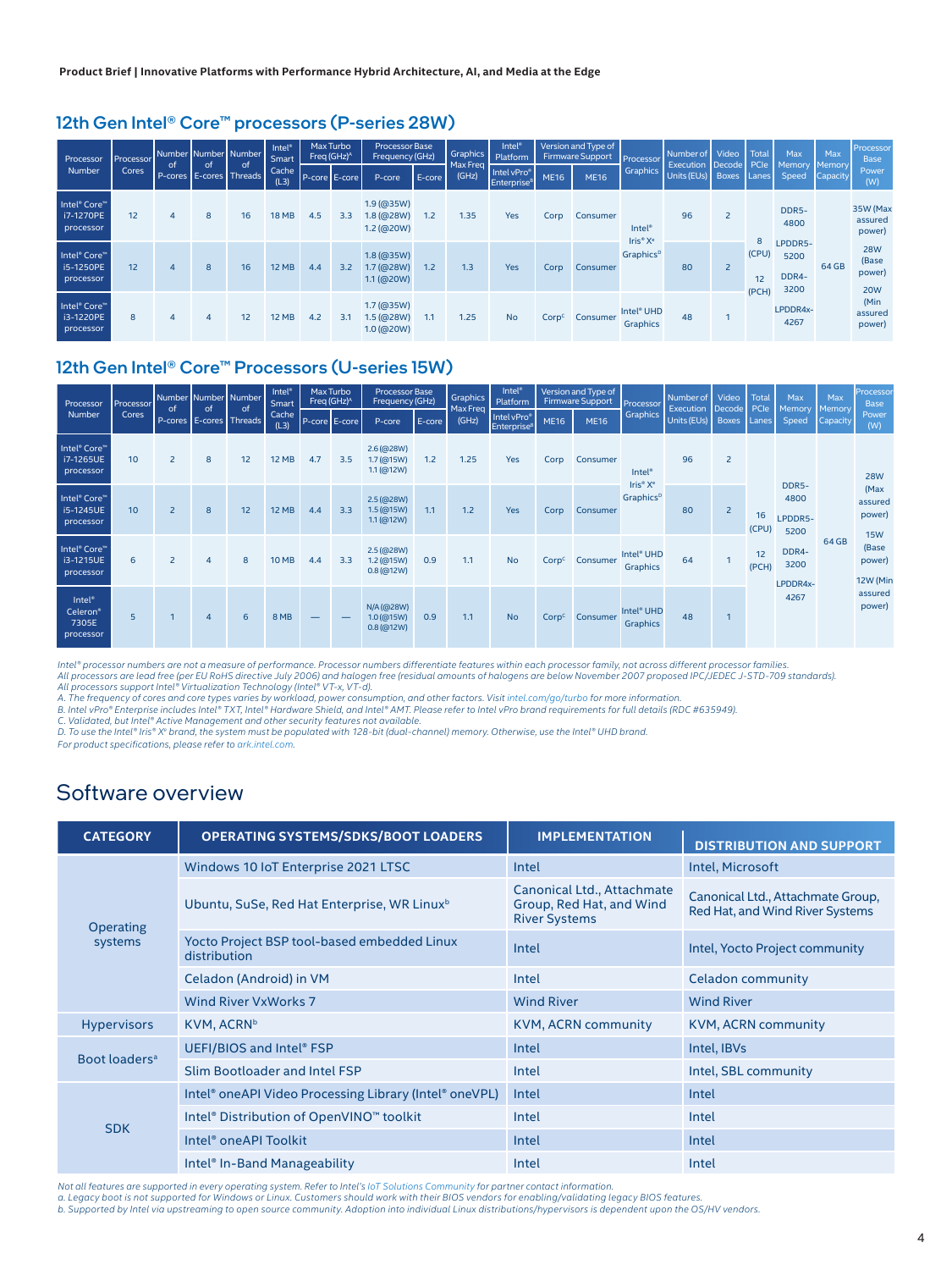## 12th Gen Intel® Core™ processors (P-series 28W)

| Processor Number | Processor Cores | Number of P-cores | Number of E-cores | Number of Threads | Intel® Smart Cache (L3) | Max Turbo Freq (GHz)[A] | | Processor Base Frequency (GHz) | | Graphics Max Freq (GHz) | Intel® Platform | Version and Type of Firmware Support | | Processor Graphics | Number of Execution Units (EUs) | Video Decode Boxes | Total PCIe Lanes | Max Memory Speed | Max Memory Capacity | Processor Base Power (W) |
|---|---|---|---|---|---|---|---|---|---|---|---|---|---|---|---|---|---|---|---|---|
| | | | | | | P-core | E-core | P-core | E-core | | Intel vPro® Enterprise[B] | ME16 | ME16 | | | | | | | |
| Intel® Core™ i7-1270PE processor | 12 | 4 | 8 | 16 | 18 MB | 4.5 | 3.3 | 1.9 (@35W) 1.8 (@28W) 1.2 (@20W) | 1.2 | 1.35 | Yes | Corp | Consumer | Intel® Iris® Xᵉ Graphics[D] | 96 | 2 | 8 (CPU) 12 (PCH) | DDR5-4800 LPDDR5-5200 DDR4-3200 LPDDR4x-4267 | 64 GB | 35W (Max assured power) 28W (Base power) 20W (Min assured power) |
| Intel® Core™ i5-1250PE processor | 12 | 4 | 8 | 16 | 12 MB | 4.4 | 3.2 | 1.8 (@35W) 1.7 (@28W) 1.1 (@20W) | 1.2 | 1.3 | Yes | Corp | Consumer | | 80 | 2 | | | | |
| Intel® Core™ i3-1220PE processor | 8 | 4 | 4 | 12 | 12 MB | 4.2 | 3.1 | 1.7 (@35W) 1.5 (@28W) 1.0 (@20W) | 1.1 | 1.25 | No | Corp[C] | Consumer | Intel® UHD Graphics | 48 | 1 | | | | |

## 12th Gen Intel® Core™ Processors (U-series 15W)

| Processor Number | Processor Cores | Number of P-cores | Number of E-cores | Number of Threads | Intel® Smart Cache (L3) | Max Turbo Freq (GHz)[A] | | Processor Base Frequency (GHz) | | Graphics Max Freq (GHz) | Intel® Platform | Version and Type of Firmware Support | | Processor Graphics | Number of Execution Units (EUs) | Video Decode Boxes | Total PCIe Lanes | Max Memory Speed | Max Memory Capacity | Processor Base Power (W) |
|---|---|---|---|---|---|---|---|---|---|---|---|---|---|---|---|---|---|---|---|---|
| | | | | | | P-core | E-core | P-core | E-core | | Intel vPro® Enterprise[B] | ME16 | ME16 | | | | | | | |
| Intel® Core™ i7-1265UE processor | 10 | 2 | 8 | 12 | 12 MB | 4.7 | 3.5 | 2.6 (@28W) 1.7 (@15W) 1.1 (@12W) | 1.2 | 1.25 | Yes | Corp | Consumer | Intel® Iris® Xᵉ Graphics[D] | 96 | 2 | 16 (CPU) 12 (PCH) | DDR5-4800 LPDDR5-5200 DDR4-3200 LPDDR4x-4267 | 64 GB | 28W (Max assured power) 15W (Base power) 12W (Min assured power) |
| Intel® Core™ i5-1245UE processor | 10 | 2 | 8 | 12 | 12 MB | 4.4 | 3.3 | 2.5 (@28W) 1.5 (@15W) 1.1 (@12W) | 1.1 | 1.2 | Yes | Corp | Consumer | | 80 | 2 | | | | |
| Intel® Core™ i3-1215UE processor | 6 | 2 | 4 | 8 | 10 MB | 4.4 | 3.3 | 2.5 (@28W) 1.2 (@15W) 0.8 (@12W) | 0.9 | 1.1 | No | Corp[C] | Consumer | Intel® UHD Graphics | 64 | 1 | | | | |
| Intel® Celeron® 7305E processor | 5 | 1 | 4 | 6 | 8 MB | — | — | N/A (@28W) 1.0 (@15W) 0.8 (@12W) | 0.9 | 1.1 | No | Corp[C] | Consumer | Intel® UHD Graphics | 48 | 1 | | | | |

*Intel® processor numbers are not a measure of performance. Processor numbers differentiate features within each processor family, not across different processor families.*
*All processors are lead free (per EU RoHS directive July 2006) and halogen free (residual amounts of halogens are below November 2007 proposed IPC/JEDEC J-STD-709 standards).*
*All processors support Intel® Virtualization Technology (Intel® VT-x, VT-d).*
*A. The frequency of cores and core types varies by workload, power consumption, and other factors. Visit intel.com/go/turbo for more information.*
*B. Intel vPro® Enterprise includes Intel® TXT, Intel® Hardware Shield, and Intel® AMT. Please refer to Intel vPro brand requirements for full details (RDC #635949).*
*C. Validated, but Intel® Active Management and other security features not available.*
*D. To use the Intel® Iris® Xᵉ brand, the system must be populated with 128-bit (dual-channel) memory. Otherwise, use the Intel® UHD brand.*
*For product specifications, please refer to ark.intel.com.*

# Software overview

| CATEGORY | OPERATING SYSTEMS/SDKS/BOOT LOADERS | IMPLEMENTATION | DISTRIBUTION AND SUPPORT |
|---|---|---|---|
| Operating systems | Windows 10 IoT Enterprise 2021 LTSC | Intel | Intel, Microsoft |
| | Ubuntu, SuSe, Red Hat Enterprise, WR Linux[b] | Canonical Ltd., Attachmate Group, Red Hat, and Wind River Systems | Canonical Ltd., Attachmate Group, Red Hat, and Wind River Systems |
| | Yocto Project BSP tool-based embedded Linux distribution | Intel | Intel, Yocto Project community |
| | Celadon (Android) in VM | Intel | Celadon community |
| | Wind River VxWorks 7 | Wind River | Wind River |
| Hypervisors | KVM, ACRN[b] | KVM, ACRN community | KVM, ACRN community |
| Boot loaders[a] | UEFI/BIOS and Intel® FSP | Intel | Intel, IBVs |
| | Slim Bootloader and Intel FSP | Intel | Intel, SBL community |
| SDK | Intel® oneAPI Video Processing Library (Intel® oneVPL) | Intel | Intel |
| | Intel® Distribution of OpenVINO™ toolkit | Intel | Intel |
| | Intel® oneAPI Toolkit | Intel | Intel |
| | Intel® In-Band Manageability | Intel | Intel |

*Not all features are supported in every operating system. Refer to Intel's IoT Solutions Community for partner contact information.*
*a. Legacy boot is not supported for Windows or Linux. Customers should work with their BIOS vendors for enabling/validating legacy BIOS features.*
*b. Supported by Intel via upstreaming to open source community. Adoption into individual Linux distributions/hypervisors is dependent upon the OS/HV vendors.*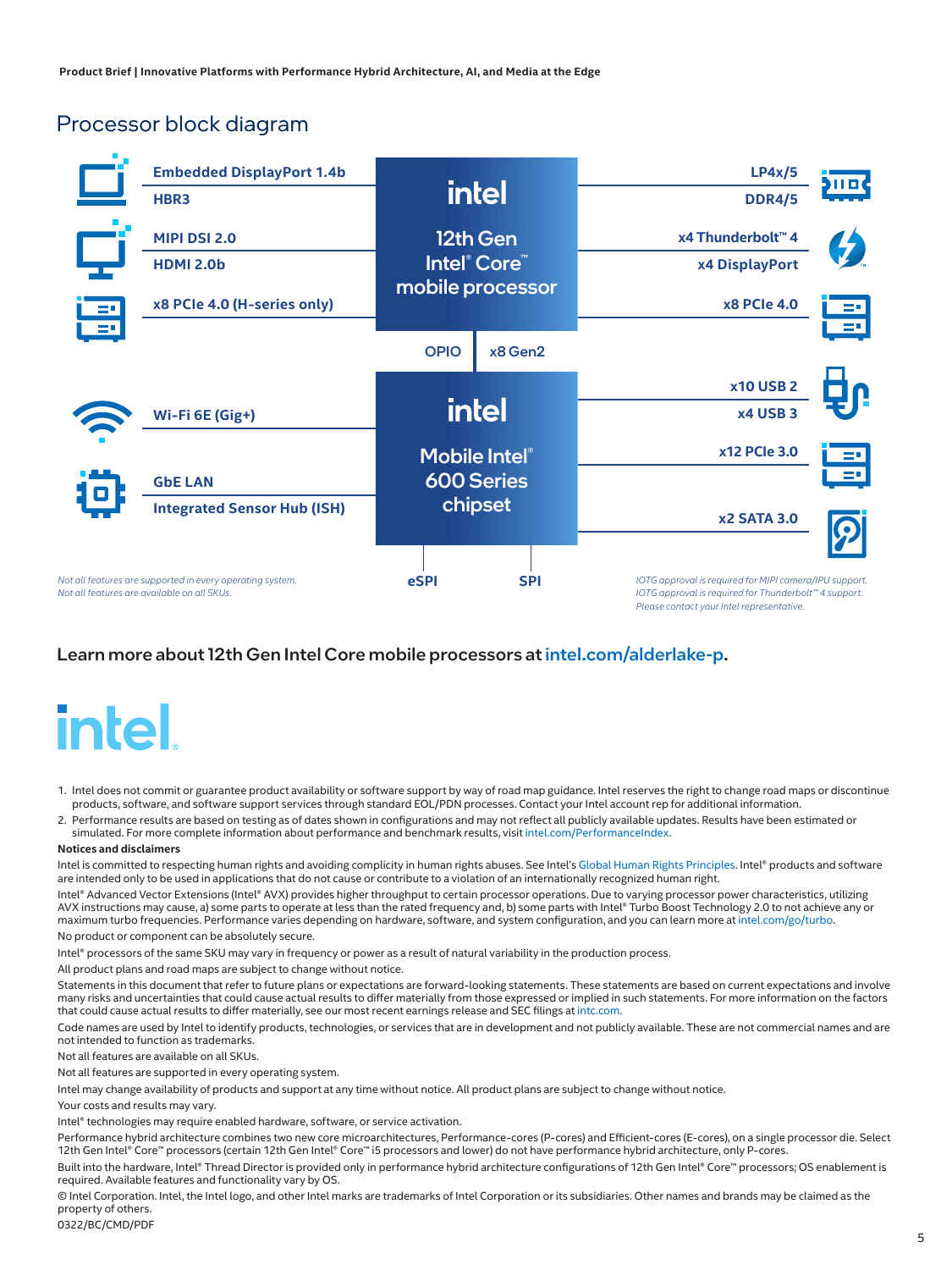## Processor block diagram

Embedded DisplayPort 1.4b

HBR3

MIPI DSI 2.0

HDMI 2.0b

x8 PCIe 4.0 (H-series only)

intel

12th Gen Intel® Core™ mobile processor

LP4x/5

DDR4/5

x4 Thunderbolt™ 4

x4 DisplayPort

x8 PCIe 4.0

OPIO

x8 Gen2

Wi-Fi 6E (Gig+)

GbE LAN

Integrated Sensor Hub (ISH)

intel

Mobile Intel® 600 Series chipset

x10 USB 2

x4 USB 3

x12 PCIe 3.0

x2 SATA 3.0

eSPI

SPI

*Not all features are supported in every operating system.*
*Not all features are available on all SKUs.*

*IOTG approval is required for MIPI camera/IPU support.*
*IOTG approval is required for Thunderbolt™ 4 support.*
*Please contact your Intel representative.*

Learn more about 12th Gen Intel Core mobile processors at intel.com/alderlake-p.

intel.

1. Intel does not commit or guarantee product availability or software support by way of road map guidance. Intel reserves the right to change road maps or discontinue products, software, and software support services through standard EOL/PDN processes. Contact your Intel account rep for additional information.
2. Performance results are based on testing as of dates shown in configurations and may not reflect all publicly available updates. Results have been estimated or simulated. For more complete information about performance and benchmark results, visit intel.com/PerformanceIndex.

**Notices and disclaimers**

Intel is committed to respecting human rights and avoiding complicity in human rights abuses. See Intel's Global Human Rights Principles. Intel® products and software are intended only to be used in applications that do not cause or contribute to a violation of an internationally recognized human right.

Intel® Advanced Vector Extensions (Intel® AVX) provides higher throughput to certain processor operations. Due to varying processor power characteristics, utilizing AVX instructions may cause, a) some parts to operate at less than the rated frequency and, b) some parts with Intel® Turbo Boost Technology 2.0 to not achieve any or maximum turbo frequencies. Performance varies depending on hardware, software, and system configuration, and you can learn more at intel.com/go/turbo.

No product or component can be absolutely secure.

Intel® processors of the same SKU may vary in frequency or power as a result of natural variability in the production process.

All product plans and road maps are subject to change without notice.

Statements in this document that refer to future plans or expectations are forward-looking statements. These statements are based on current expectations and involve many risks and uncertainties that could cause actual results to differ materially from those expressed or implied in such statements. For more information on the factors that could cause actual results to differ materially, see our most recent earnings release and SEC filings at intc.com.

Code names are used by Intel to identify products, technologies, or services that are in development and not publicly available. These are not commercial names and are not intended to function as trademarks.

Not all features are available on all SKUs.

Not all features are supported in every operating system.

Intel may change availability of products and support at any time without notice. All product plans are subject to change without notice.

Your costs and results may vary.

Intel® technologies may require enabled hardware, software, or service activation.

Performance hybrid architecture combines two new core microarchitectures, Performance-cores (P-cores) and Efficient-cores (E-cores), on a single processor die. Select 12th Gen Intel® Core™ processors (certain 12th Gen Intel® Core™ i5 processors and lower) do not have performance hybrid architecture, only P-cores.

Built into the hardware, Intel® Thread Director is provided only in performance hybrid architecture configurations of 12th Gen Intel® Core™ processors; OS enablement is required. Available features and functionality vary by OS.

© Intel Corporation. Intel, the Intel logo, and other Intel marks are trademarks of Intel Corporation or its subsidiaries. Other names and brands may be claimed as the property of others.

0322/BC/CMD/PDF